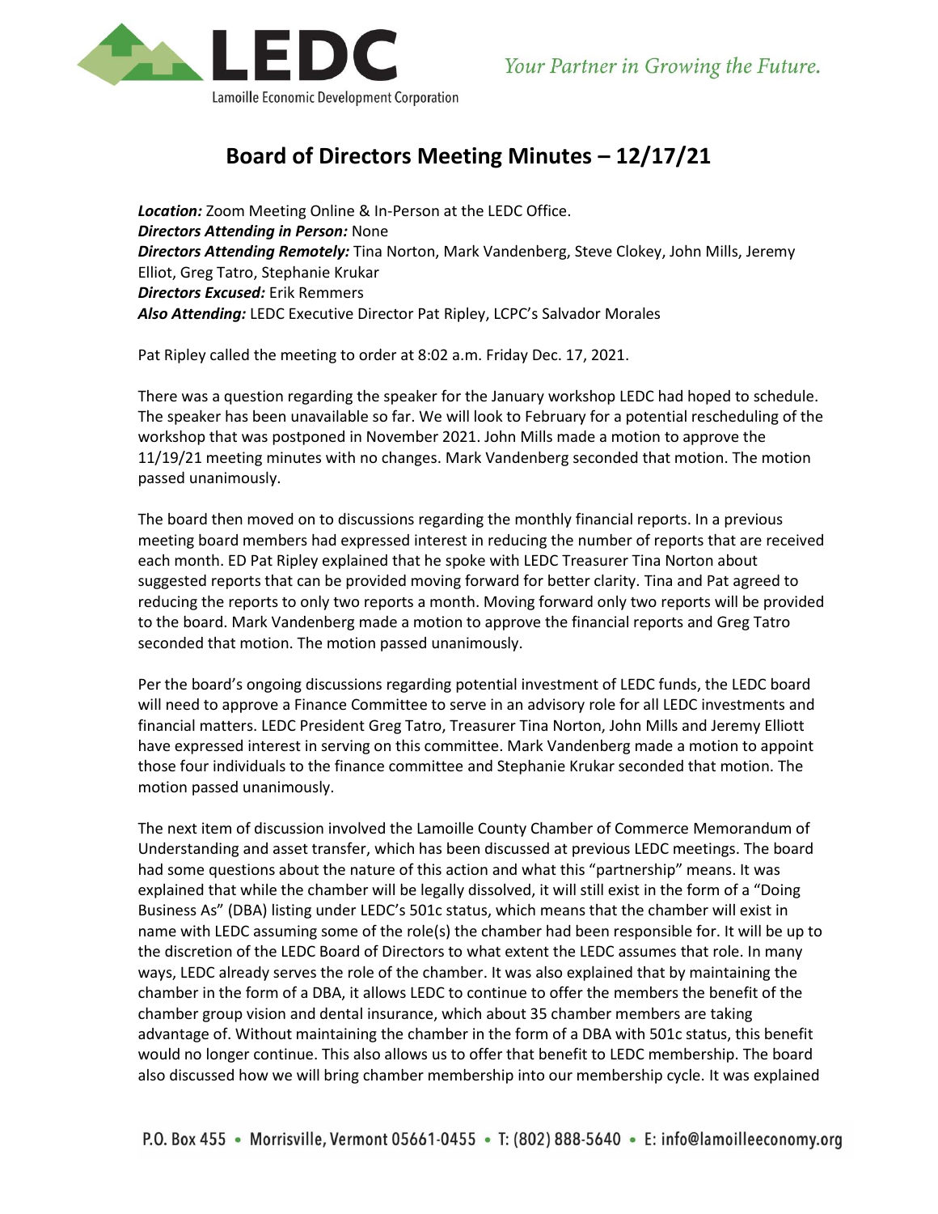# Board of Directors Meeting Minutes – 12/17/21

***Location:*** Zoom Meeting Online & In-Person at the LEDC Office.
***Directors Attending in Person:*** None
***Directors Attending Remotely:*** Tina Norton, Mark Vandenberg, Steve Clokey, John Mills, Jeremy Elliot, Greg Tatro, Stephanie Krukar
***Directors Excused:*** Erik Remmers
***Also Attending:*** LEDC Executive Director Pat Ripley, LCPC's Salvador Morales

Pat Ripley called the meeting to order at 8:02 a.m. Friday Dec. 17, 2021.

There was a question regarding the speaker for the January workshop LEDC had hoped to schedule. The speaker has been unavailable so far. We will look to February for a potential rescheduling of the workshop that was postponed in November 2021. John Mills made a motion to approve the 11/19/21 meeting minutes with no changes. Mark Vandenberg seconded that motion. The motion passed unanimously.

The board then moved on to discussions regarding the monthly financial reports. In a previous meeting board members had expressed interest in reducing the number of reports that are received each month. ED Pat Ripley explained that he spoke with LEDC Treasurer Tina Norton about suggested reports that can be provided moving forward for better clarity. Tina and Pat agreed to reducing the reports to only two reports a month. Moving forward only two reports will be provided to the board. Mark Vandenberg made a motion to approve the financial reports and Greg Tatro seconded that motion. The motion passed unanimously.

Per the board's ongoing discussions regarding potential investment of LEDC funds, the LEDC board will need to approve a Finance Committee to serve in an advisory role for all LEDC investments and financial matters. LEDC President Greg Tatro, Treasurer Tina Norton, John Mills and Jeremy Elliott have expressed interest in serving on this committee. Mark Vandenberg made a motion to appoint those four individuals to the finance committee and Stephanie Krukar seconded that motion. The motion passed unanimously.

The next item of discussion involved the Lamoille County Chamber of Commerce Memorandum of Understanding and asset transfer, which has been discussed at previous LEDC meetings. The board had some questions about the nature of this action and what this "partnership" means. It was explained that while the chamber will be legally dissolved, it will still exist in the form of a "Doing Business As" (DBA) listing under LEDC's 501c status, which means that the chamber will exist in name with LEDC assuming some of the role(s) the chamber had been responsible for. It will be up to the discretion of the LEDC Board of Directors to what extent the LEDC assumes that role. In many ways, LEDC already serves the role of the chamber. It was also explained that by maintaining the chamber in the form of a DBA, it allows LEDC to continue to offer the members the benefit of the chamber group vision and dental insurance, which about 35 chamber members are taking advantage of. Without maintaining the chamber in the form of a DBA with 501c status, this benefit would no longer continue. This also allows us to offer that benefit to LEDC membership. The board also discussed how we will bring chamber membership into our membership cycle. It was explained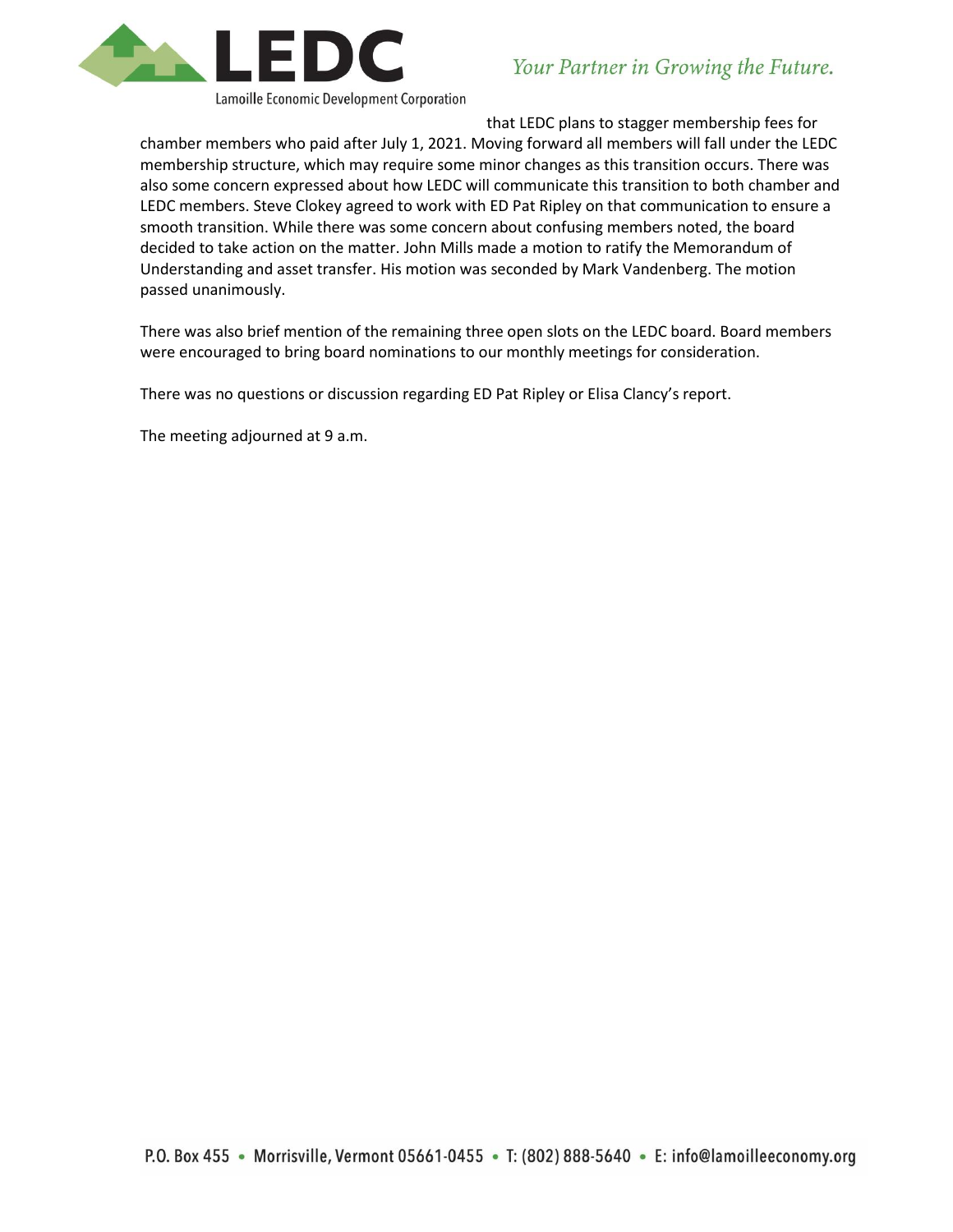that LEDC plans to stagger membership fees for chamber members who paid after July 1, 2021. Moving forward all members will fall under the LEDC membership structure, which may require some minor changes as this transition occurs. There was also some concern expressed about how LEDC will communicate this transition to both chamber and LEDC members. Steve Clokey agreed to work with ED Pat Ripley on that communication to ensure a smooth transition. While there was some concern about confusing members noted, the board decided to take action on the matter. John Mills made a motion to ratify the Memorandum of Understanding and asset transfer. His motion was seconded by Mark Vandenberg. The motion passed unanimously.

There was also brief mention of the remaining three open slots on the LEDC board. Board members were encouraged to bring board nominations to our monthly meetings for consideration.

There was no questions or discussion regarding ED Pat Ripley or Elisa Clancy's report.

The meeting adjourned at 9 a.m.